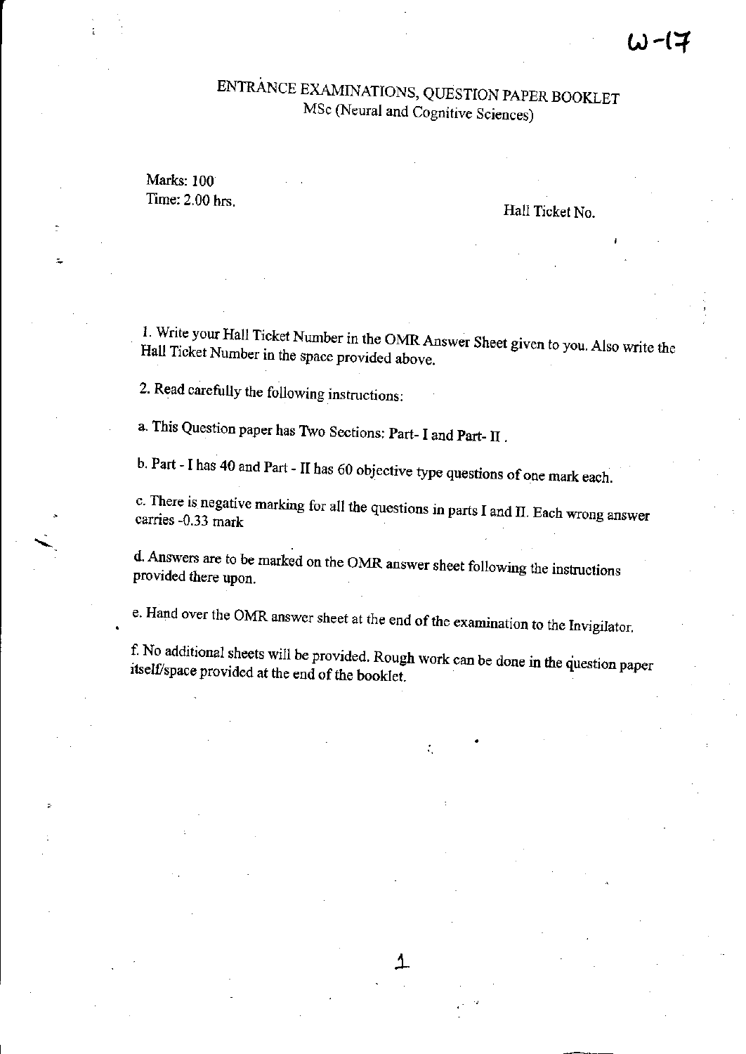W-17

# ENTRANCE EXAMINATIONS, QUESTION PAPER BOOKLET

## MSc (Neural and Cognitive Sciences)

Marks: 100
Time: 2.00 hrs.

Hall Ticket No.

1. Write your Hall Ticket Number in the OMR Answer Sheet given to you. Also write the Hall Ticket Number in the space provided above.

2. Read carefully the following instructions:

a. This Question paper has Two Sections: Part- I and Part- II .

b. Part - I has 40 and Part - II has 60 objective type questions of one mark each.

c. There is negative marking for all the questions in parts I and II. Each wrong answer carries -0.33 mark

d. Answers are to be marked on the OMR answer sheet following the instructions provided there upon.

e. Hand over the OMR answer sheet at the end of the examination to the Invigilator.

f. No additional sheets will be provided. Rough work can be done in the question paper itself/space provided at the end of the booklet.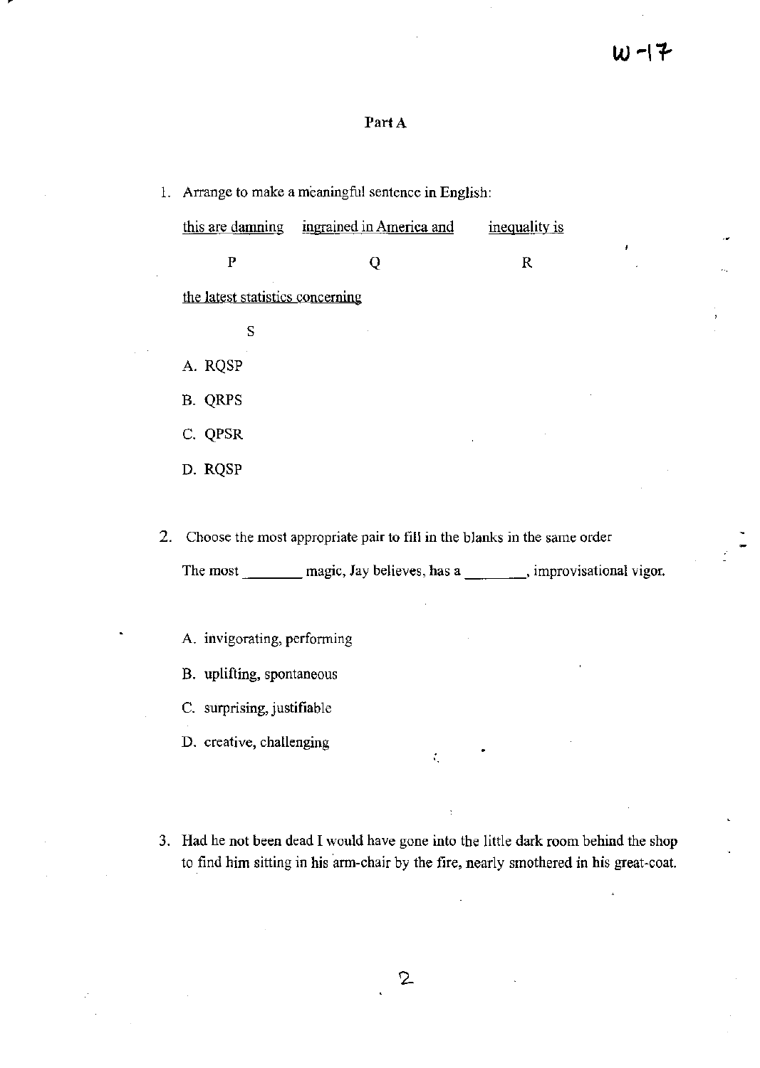## Part A

1. Arrange to make a meaningful sentence in English:

   <u>this are damning</u> <u>ingrained in America and</u> <u>inequality is</u>

   P Q R

   <u>the latest statistics concerning</u>

   S

   A. RQSP

   B. QRPS

   C. QPSR

   D. RQSP

2. Choose the most appropriate pair to fill in the blanks in the same order

   The most ________ magic, Jay believes, has a ________, improvisational vigor.

   A. invigorating, performing

   B. uplifting, spontaneous

   C. surprising, justifiable

   D. creative, challenging

3. Had he not been dead I would have gone into the little dark room behind the shop to find him sitting in his arm-chair by the fire, nearly smothered in his great-coat.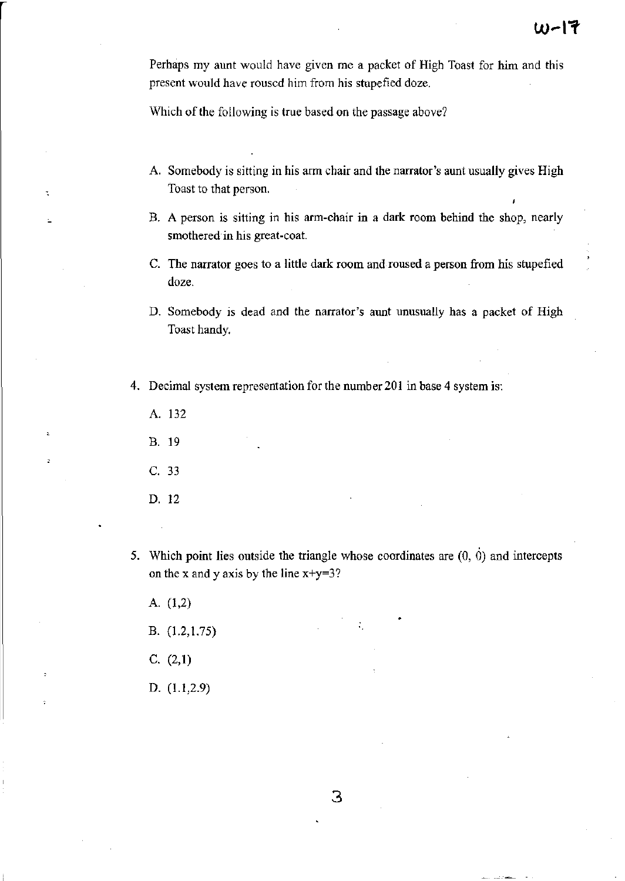Perhaps my aunt would have given me a packet of High Toast for him and this present would have roused him from his stupefied doze.

Which of the following is true based on the passage above?

A. Somebody is sitting in his arm chair and the narrator's aunt usually gives High Toast to that person.

B. A person is sitting in his arm-chair in a dark room behind the shop, nearly smothered in his great-coat.

C. The narrator goes to a little dark room and roused a person from his stupefied doze.

D. Somebody is dead and the narrator's aunt unusually has a packet of High Toast handy.

4. Decimal system representation for the number 201 in base 4 system is:

A. 132

B. 19

C. 33

D. 12

5. Which point lies outside the triangle whose coordinates are (0, 0) and intercepts on the x and y axis by the line $x+y=3$?

A. (1,2)

B. (1.2,1.75)

C. (2,1)

D. (1.1,2.9)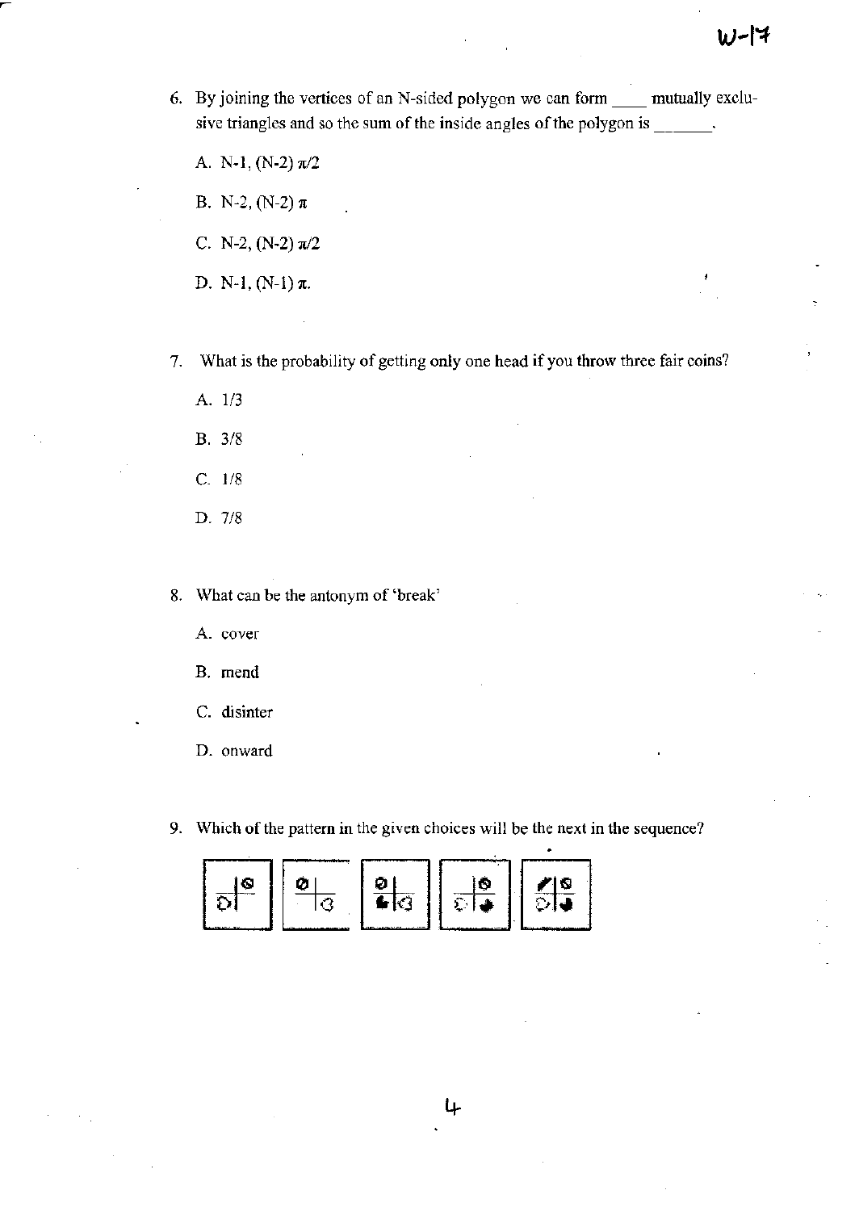6. By joining the vertices of an N-sided polygon we can form ____ mutually exclusive triangles and so the sum of the inside angles of the polygon is _______.

   A. N-1, $(N-2)\ \pi/2$

   B. N-2, $(N-2)\ \pi$

   C. N-2, $(N-2)\ \pi/2$

   D. N-1, $(N-1)\ \pi$.

7. What is the probability of getting only one head if you throw three fair coins?

   A. 1/3

   B. 3/8

   C. 1/8

   D. 7/8

8. What can be the antonym of 'break'

   A. cover

   B. mend

   C. disinter

   D. onward

9. Which of the pattern in the given choices will be the next in the sequence?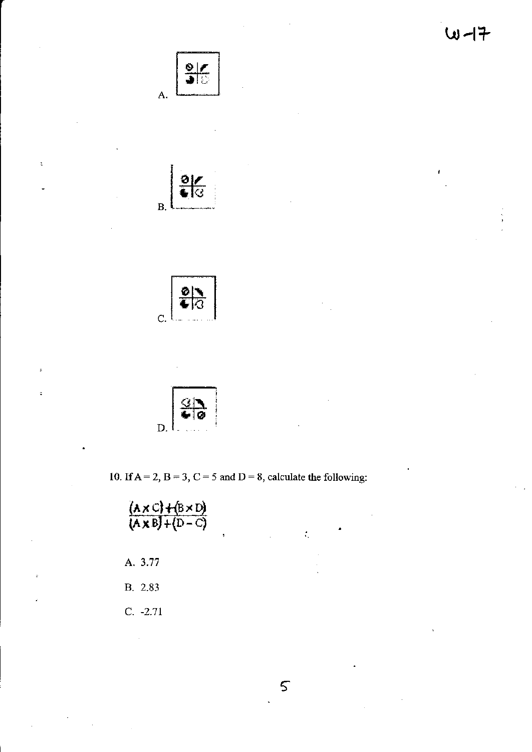A.

B.

C.

D.

10. If A = 2, B = 3, C = 5 and D = 8, calculate the following:

$$\frac{(A \times C) + (B \times D)}{(A \times B) + (D - C)}$$

A. 3.77

B. 2.83

C. -2.71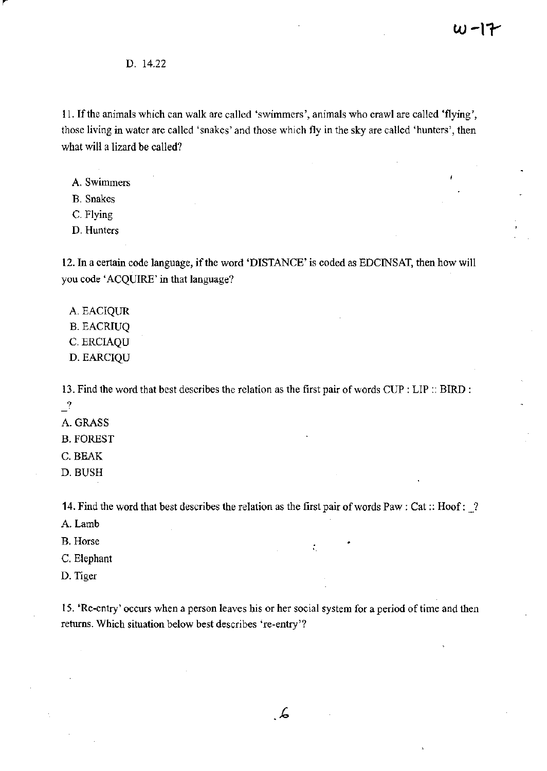D. 14.22

11. If the animals which can walk are called 'swimmers', animals who crawl are called 'flying', those living in water are called 'snakes' and those which fly in the sky are called 'hunters', then what will a lizard be called?

A. Swimmers
B. Snakes
C. Flying
D. Hunters

12. In a certain code language, if the word 'DISTANCE' is coded as EDCINSAT, then how will you code 'ACQUIRE' in that language?

A. EACIQUR
B. EACRIUQ
C. ERCIAQU
D. EARCIQU

13. Find the word that best describes the relation as the first pair of words CUP : LIP :: BIRD : _?

A. GRASS
B. FOREST
C. BEAK
D. BUSH

14. Find the word that best describes the relation as the first pair of words Paw : Cat :: Hoof : _?

A. Lamb
B. Horse
C. Elephant
D. Tiger

15. 'Re-entry' occurs when a person leaves his or her social system for a period of time and then returns. Which situation below best describes 're-entry'?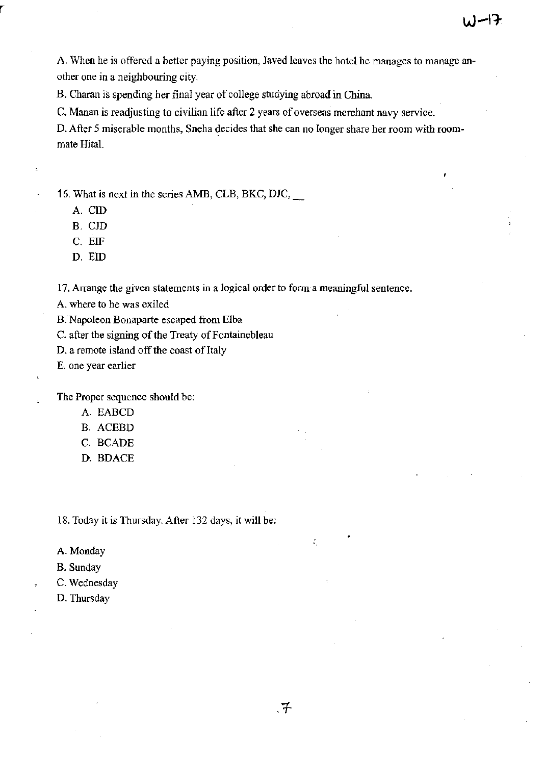A. When he is offered a better paying position, Javed leaves the hotel he manages to manage another one in a neighbouring city.

B. Charan is spending her final year of college studying abroad in China.

C. Manan is readjusting to civilian life after 2 years of overseas merchant navy service.

D. After 5 miserable months, Sneha decides that she can no longer share her room with roommate Hital.

16. What is next in the series AMB, CLB, BKC, DJC, __

   A. CID
   B. CJD
   C. EIF
   D. EID

17. Arrange the given statements in a logical order to form a meaningful sentence.

A. where to he was exiled

B. Napoleon Bonaparte escaped from Elba

C. after the signing of the Treaty of Fontainebleau

D. a remote island off the coast of Italy

E. one year earlier

The Proper sequence should be:

   A. EABCD
   B. ACEBD
   C. BCADE
   D. BDACE

18. Today it is Thursday. After 132 days, it will be:

A. Monday

B. Sunday

C. Wednesday

D. Thursday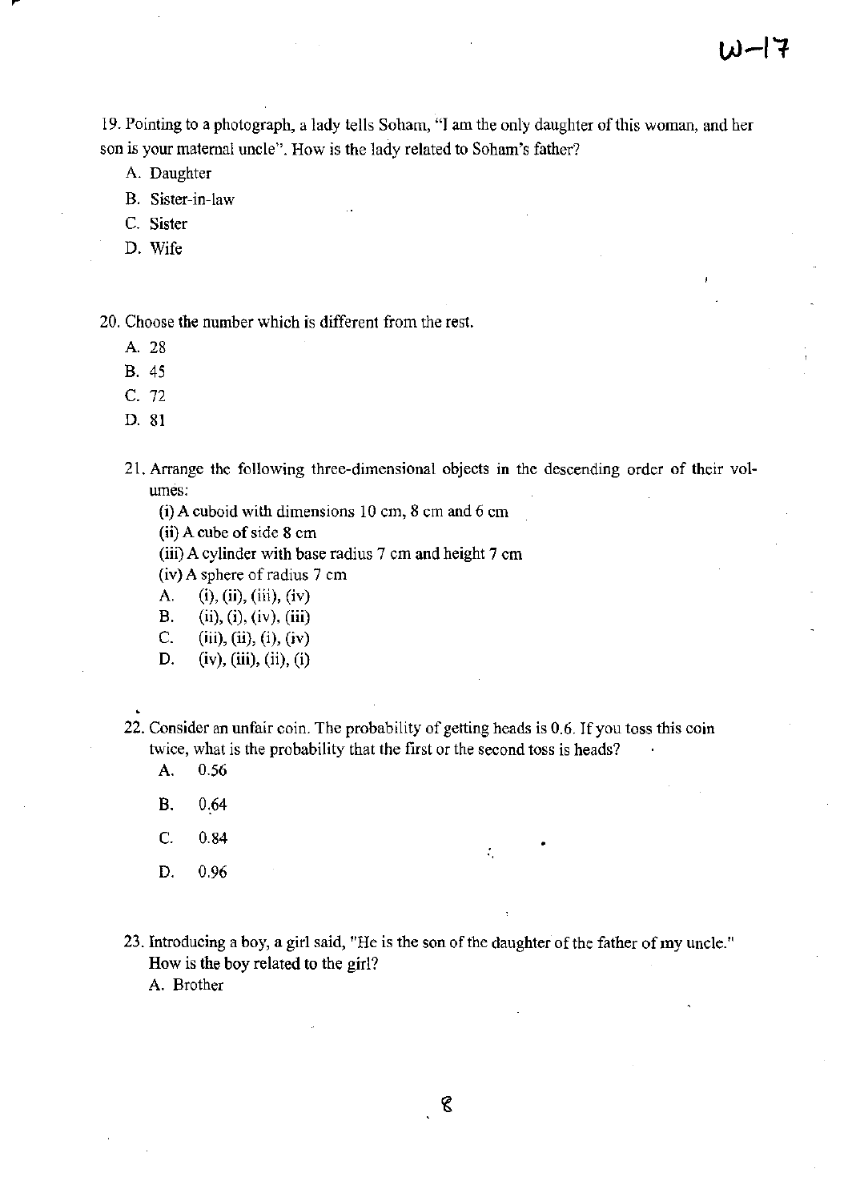19. Pointing to a photograph, a lady tells Soham, "I am the only daughter of this woman, and her son is your maternal uncle". How is the lady related to Soham's father?

   A. Daughter
   B. Sister-in-law
   C. Sister
   D. Wife

20. Choose the number which is different from the rest.

   A. 28
   B. 45
   C. 72
   D. 81

21. Arrange the following three-dimensional objects in the descending order of their volumes:

   (i) A cuboid with dimensions 10 cm, 8 cm and 6 cm
   (ii) A cube of side 8 cm
   (iii) A cylinder with base radius 7 cm and height 7 cm
   (iv) A sphere of radius 7 cm

   A. (i), (ii), (iii), (iv)
   B. (ii), (i), (iv), (iii)
   C. (iii), (ii), (i), (iv)
   D. (iv), (iii), (ii), (i)

22. Consider an unfair coin. The probability of getting heads is 0.6. If you toss this coin twice, what is the probability that the first or the second toss is heads?

   A. 0.56
   B. 0.64
   C. 0.84
   D. 0.96

23. Introducing a boy, a girl said, "He is the son of the daughter of the father of my uncle." How is the boy related to the girl?

   A. Brother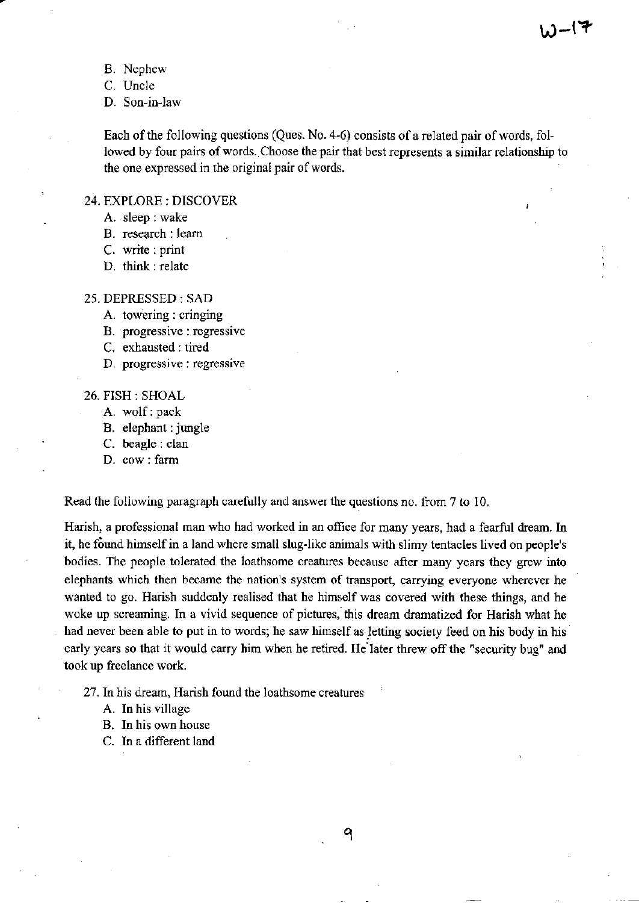B. Nephew
C. Uncle
D. Son-in-law

Each of the following questions (Ques. No. 4-6) consists of a related pair of words, followed by four pairs of words. Choose the pair that best represents a similar relationship to the one expressed in the original pair of words.

24. EXPLORE : DISCOVER
   A. sleep : wake
   B. research : learn
   C. write : print
   D. think : relate

25. DEPRESSED : SAD
   A. towering : cringing
   B. progressive : regressive
   C. exhausted : tired
   D. progressive : regressive

26. FISH : SHOAL
   A. wolf : pack
   B. elephant : jungle
   C. beagle : clan
   D. cow : farm

Read the following paragraph carefully and answer the questions no. from 7 to 10.

Harish, a professional man who had worked in an office for many years, had a fearful dream. In it, he found himself in a land where small slug-like animals with slimy tentacles lived on people's bodies. The people tolerated the loathsome creatures because after many years they grew into elephants which then became the nation's system of transport, carrying everyone wherever he wanted to go. Harish suddenly realised that he himself was covered with these things, and he woke up screaming. In a vivid sequence of pictures, this dream dramatized for Harish what he had never been able to put in to words; he saw himself as letting society feed on his body in his early years so that it would carry him when he retired. He later threw off the "security bug" and took up freelance work.

27. In his dream, Harish found the loathsome creatures
   A. In his village
   B. In his own house
   C. In a different land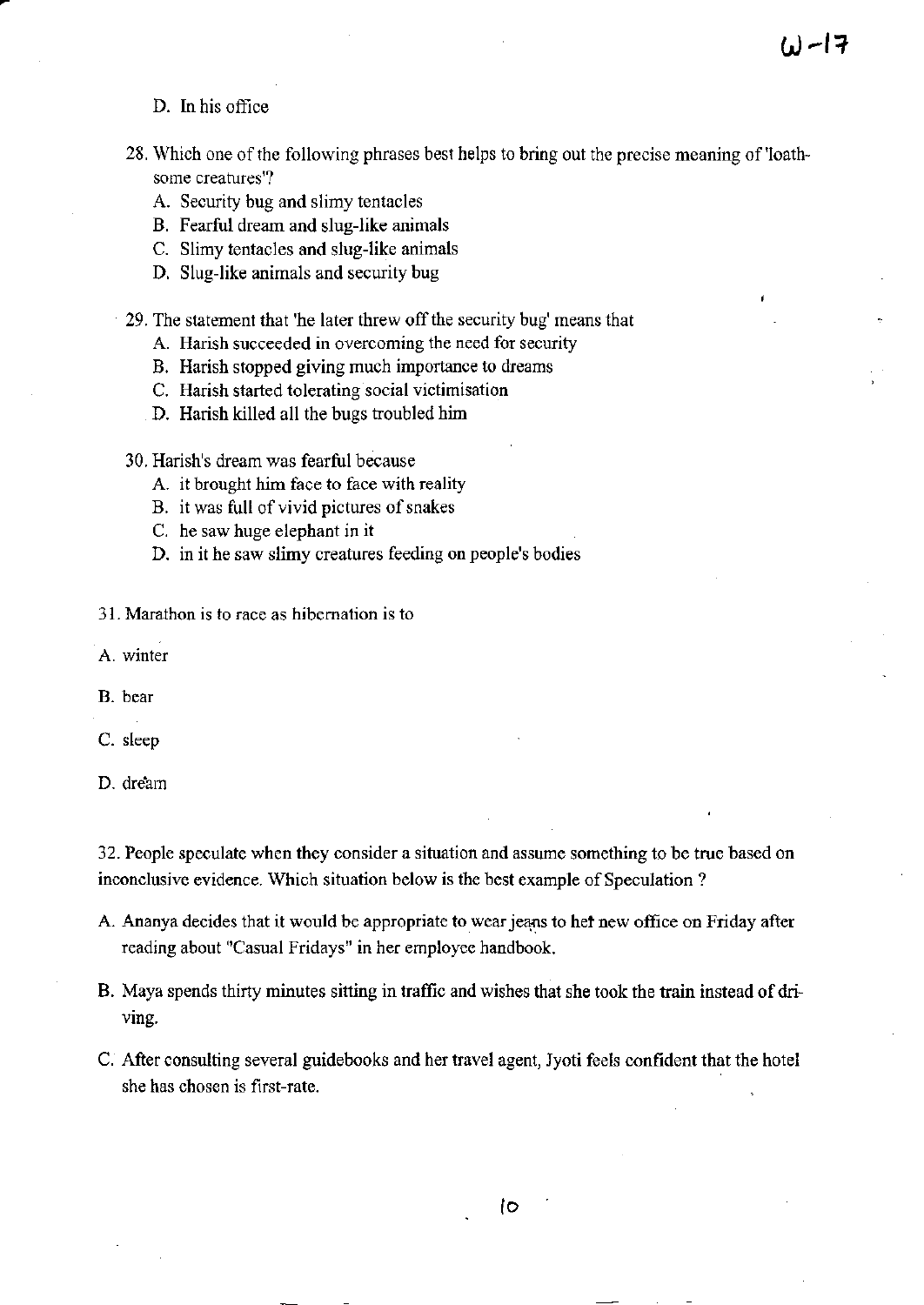D. In his office

28. Which one of the following phrases best helps to bring out the precise meaning of 'loathsome creatures''?
   A. Security bug and slimy tentacles
   B. Fearful dream and slug-like animals
   C. Slimy tentacles and slug-like animals
   D. Slug-like animals and security bug

29. The statement that 'he later threw off the security bug' means that
   A. Harish succeeded in overcoming the need for security
   B. Harish stopped giving much importance to dreams
   C. Harish started tolerating social victimisation
   D. Harish killed all the bugs troubled him

30. Harish's dream was fearful because
   A. it brought him face to face with reality
   B. it was full of vivid pictures of snakes
   C. he saw huge elephant in it
   D. in it he saw slimy creatures feeding on people's bodies

31. Marathon is to race as hibernation is to

A. winter

B. bear

C. sleep

D. dream

32. People speculate when they consider a situation and assume something to be true based on inconclusive evidence. Which situation below is the best example of Speculation ?

A. Ananya decides that it would be appropriate to wear jeans to her new office on Friday after reading about "Casual Fridays" in her employee handbook.

B. Maya spends thirty minutes sitting in traffic and wishes that she took the train instead of driving.

C. After consulting several guidebooks and her travel agent, Jyoti feels confident that the hotel she has chosen is first-rate.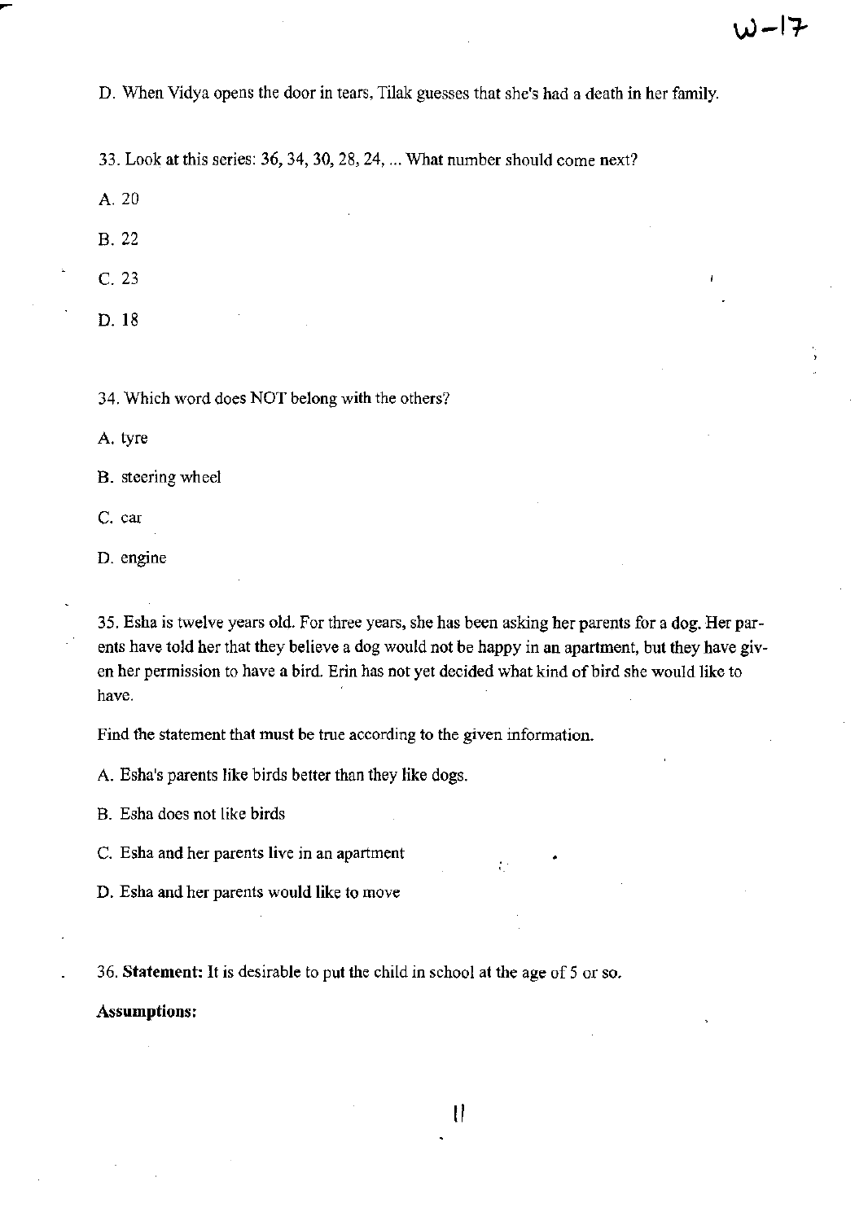D. When Vidya opens the door in tears, Tilak guesses that she's had a death in her family.

33. Look at this series: 36, 34, 30, 28, 24, ... What number should come next?

A. 20

B. 22

C. 23

D. 18

34. Which word does NOT belong with the others?

A. tyre

B. steering wheel

C. car

D. engine

35. Esha is twelve years old. For three years, she has been asking her parents for a dog. Her parents have told her that they believe a dog would not be happy in an apartment, but they have given her permission to have a bird. Erin has not yet decided what kind of bird she would like to have.

Find the statement that must be true according to the given information.

A. Esha's parents like birds better than they like dogs.

B. Esha does not like birds

C. Esha and her parents live in an apartment

D. Esha and her parents would like to move

36. **Statement:** It is desirable to put the child in school at the age of 5 or so.

**Assumptions:**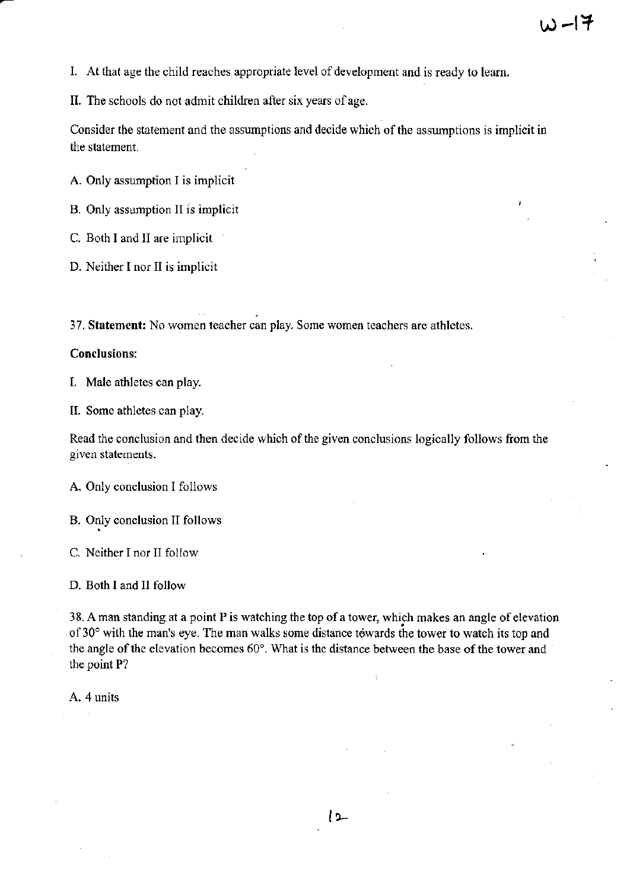I. At that age the child reaches appropriate level of development and is ready to learn.

II. The schools do not admit children after six years of age.

Consider the statement and the assumptions and decide which of the assumptions is implicit in the statement.

A. Only assumption I is implicit

B. Only assumption II is implicit

C. Both I and II are implicit

D. Neither I nor II is implicit

37. **Statement:** No women teacher can play. Some women teachers are athletes.

**Conclusions:**

I. Male athletes can play.

II. Some athletes can play.

Read the conclusion and then decide which of the given conclusions logically follows from the given statements.

A. Only conclusion I follows

B. Only conclusion II follows

C. Neither I nor II follow

D. Both I and II follow

38. A man standing at a point P is watching the top of a tower, which makes an angle of elevation of $30^\circ$ with the man's eye. The man walks some distance towards the tower to watch its top and the angle of the elevation becomes $60^\circ$. What is the distance between the base of the tower and the point P?

A. 4 units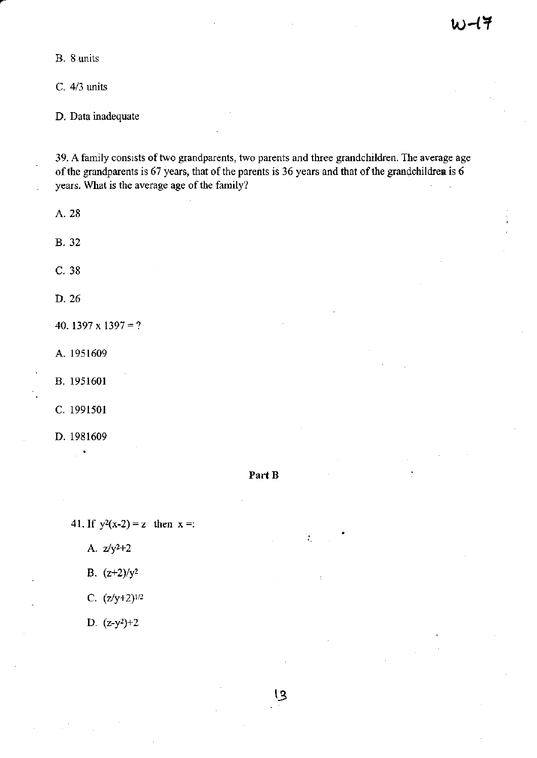B. 8 units

C. 4/3 units

D. Data inadequate

39. A family consists of two grandparents, two parents and three grandchildren. The average age of the grandparents is 67 years, that of the parents is 36 years and that of the grandchildren is 6 years. What is the average age of the family?

A. 28

B. 32

C. 38

D. 26

40. 1397 x 1397 = ?

A. 1951609

B. 1951601

C. 1991501

D. 1981609

**Part B**

41. If $y^2(x-2) = z$ then $x =$:

A. $z/y^2+2$

B. $(z+2)/y^2$

C. $(z/y+2)^{1/2}$

D. $(z-y^2)+2$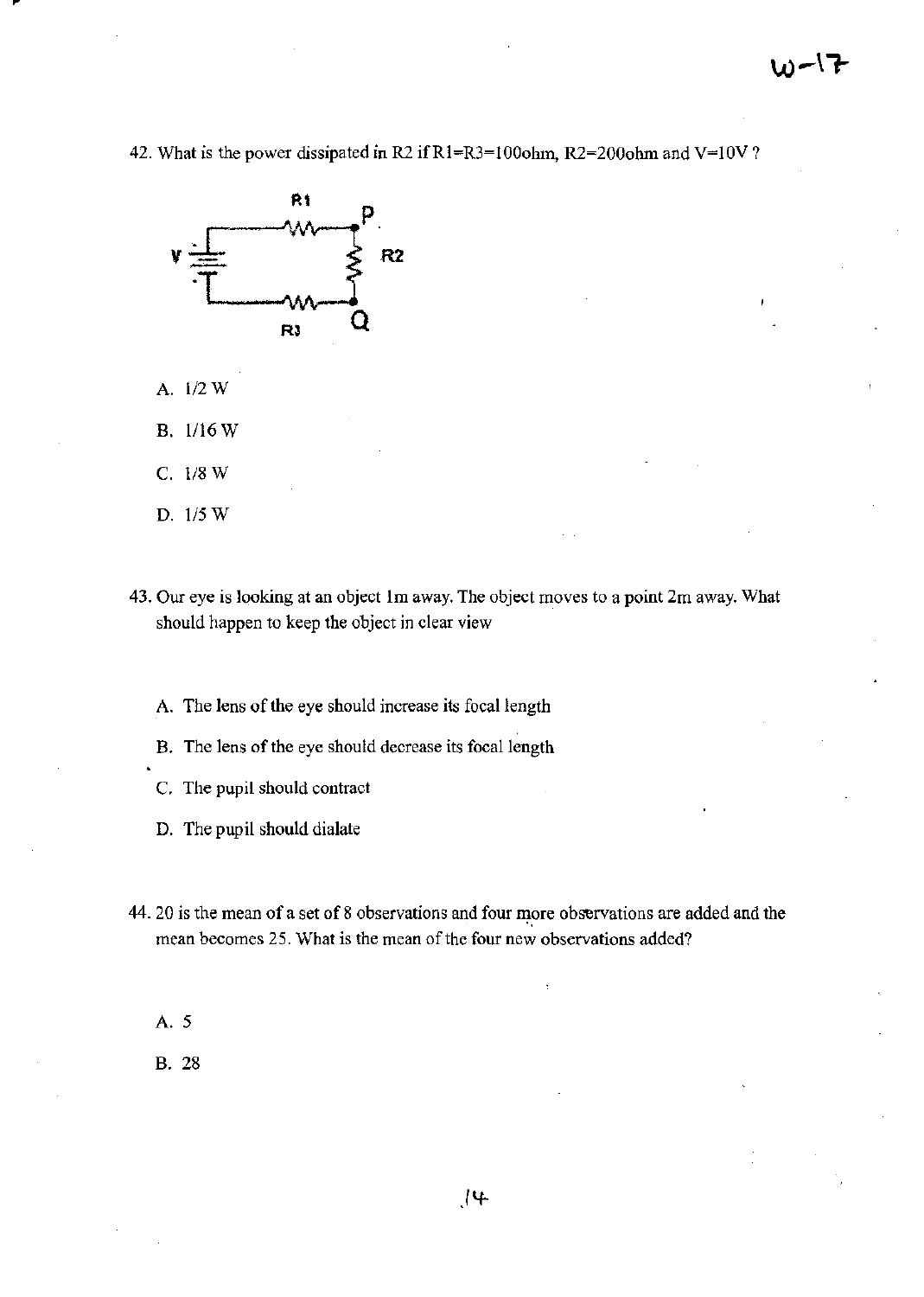42. What is the power dissipated in R2 if R1=R3=100ohm, R2=200ohm and V=10V ?

A. 1/2 W

B. 1/16 W

C. 1/8 W

D. 1/5 W

43. Our eye is looking at an object 1m away. The object moves to a point 2m away. What should happen to keep the object in clear view

A. The lens of the eye should increase its focal length

B. The lens of the eye should decrease its focal length

C. The pupil should contract

D. The pupil should dialate

44. 20 is the mean of a set of 8 observations and four more observations are added and the mean becomes 25. What is the mean of the four new observations added?

A. 5

B. 28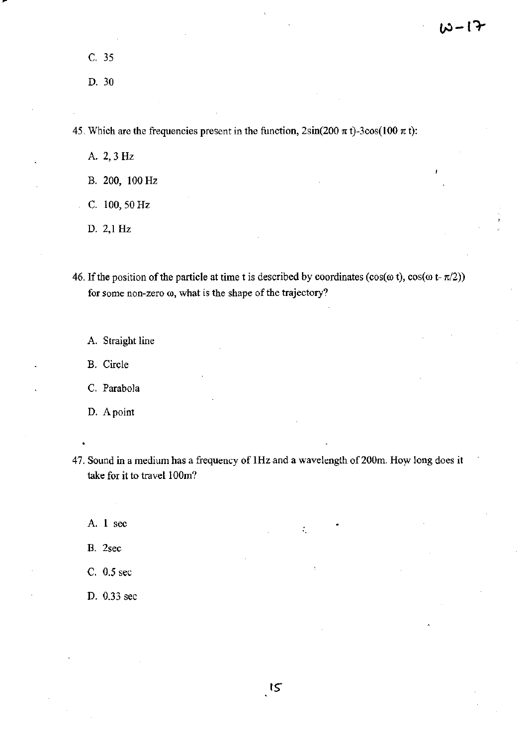C. 35

D. 30

45. Which are the frequencies present in the function, $2\sin(200\pi t) - 3\cos(100\pi t)$:

A. 2, 3 Hz

B. 200, 100 Hz

C. 100, 50 Hz

D. 2,1 Hz

46. If the position of the particle at time t is described by coordinates $(\cos(\omega t), \cos(\omega t - \pi/2))$ for some non-zero $\omega$, what is the shape of the trajectory?

A. Straight line

B. Circle

C. Parabola

D. A point

47. Sound in a medium has a frequency of 1Hz and a wavelength of 200m. How long does it take for it to travel 100m?

A. 1 sec

B. 2sec

C. 0.5 sec

D. 0.33 sec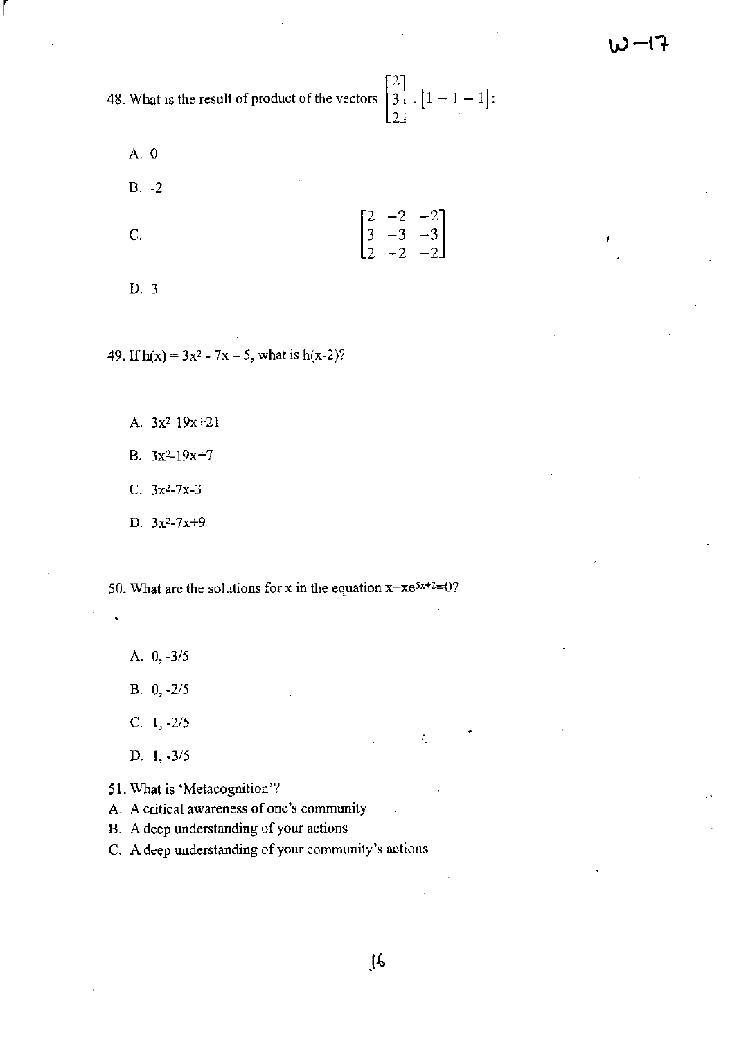48. What is the result of product of the vectors $\begin{bmatrix}2\\3\\2\end{bmatrix} \cdot \begin{bmatrix}1 - 1 - 1\end{bmatrix}$:

A. 0

B. -2

C. $\begin{bmatrix}2 & -2 & -2\\3 & -3 & -3\\2 & -2 & -2\end{bmatrix}$

D. 3

49. If $h(x) = 3x^2 - 7x - 5$, what is $h(x-2)$?

A. $3x^2-19x+21$

B. $3x^2-19x+7$

C. $3x^2-7x-3$

D. $3x^2-7x+9$

50. What are the solutions for x in the equation $x-xe^{5x+2}=0$?

A. 0, -3/5

B. 0, -2/5

C. 1, -2/5

D. 1, -3/5

51. What is 'Metacognition'?

A. A critical awareness of one's community

B. A deep understanding of your actions

C. A deep understanding of your community's actions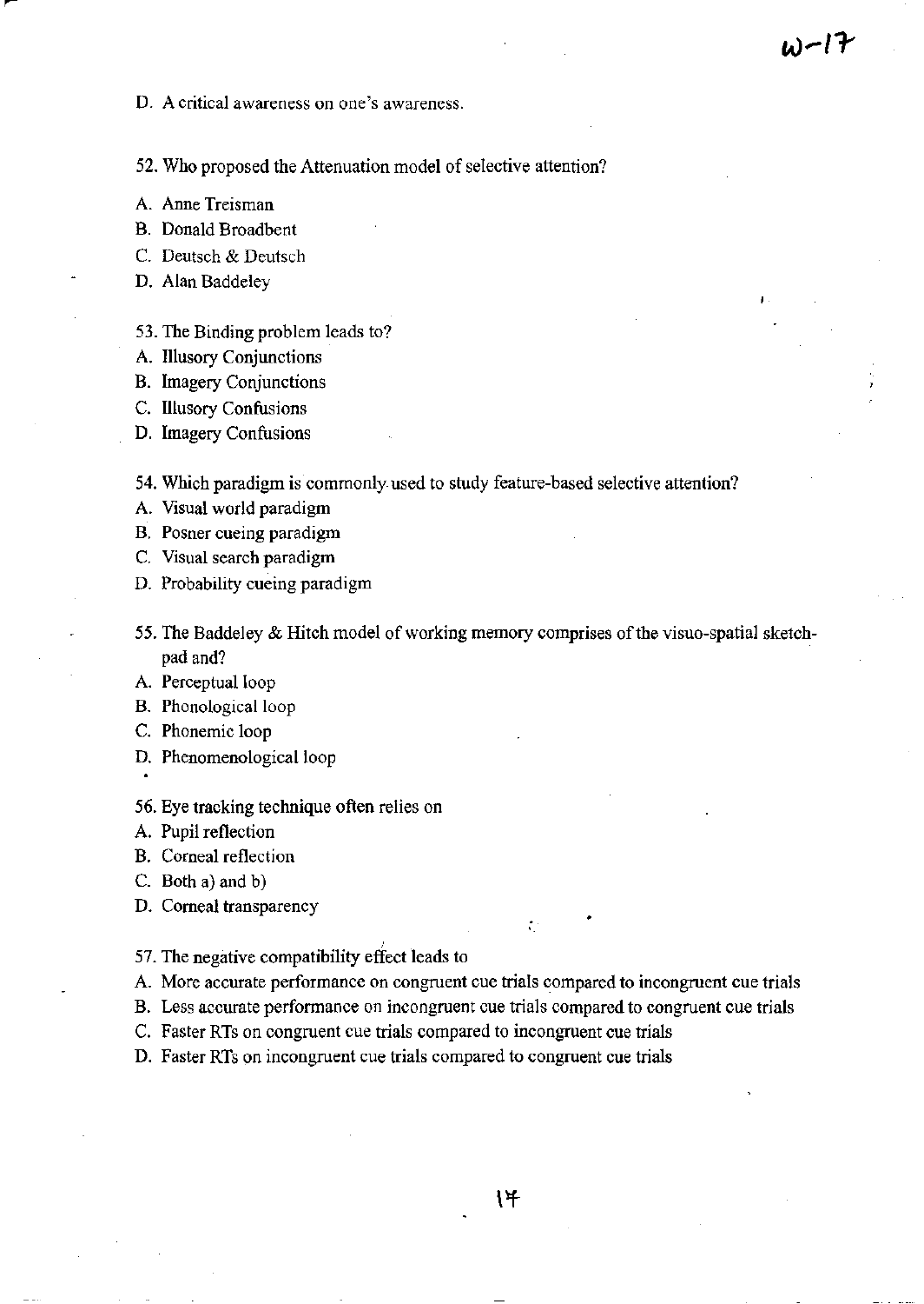D. A critical awareness on one's awareness.

52. Who proposed the Attenuation model of selective attention?

A. Anne Treisman
B. Donald Broadbent
C. Deutsch & Deutsch
D. Alan Baddeley

53. The Binding problem leads to?

A. Illusory Conjunctions
B. Imagery Conjunctions
C. Illusory Confusions
D. Imagery Confusions

54. Which paradigm is commonly used to study feature-based selective attention?

A. Visual world paradigm
B. Posner cueing paradigm
C. Visual search paradigm
D. Probability cueing paradigm

55. The Baddeley & Hitch model of working memory comprises of the visuo-spatial sketch-pad and?

A. Perceptual loop
B. Phonological loop
C. Phonemic loop
D. Phenomenological loop

56. Eye tracking technique often relies on

A. Pupil reflection
B. Corneal reflection
C. Both a) and b)
D. Corneal transparency

57. The negative compatibility effect leads to

A. More accurate performance on congruent cue trials compared to incongruent cue trials
B. Less accurate performance on incongruent cue trials compared to congruent cue trials
C. Faster RTs on congruent cue trials compared to incongruent cue trials
D. Faster RTs on incongruent cue trials compared to congruent cue trials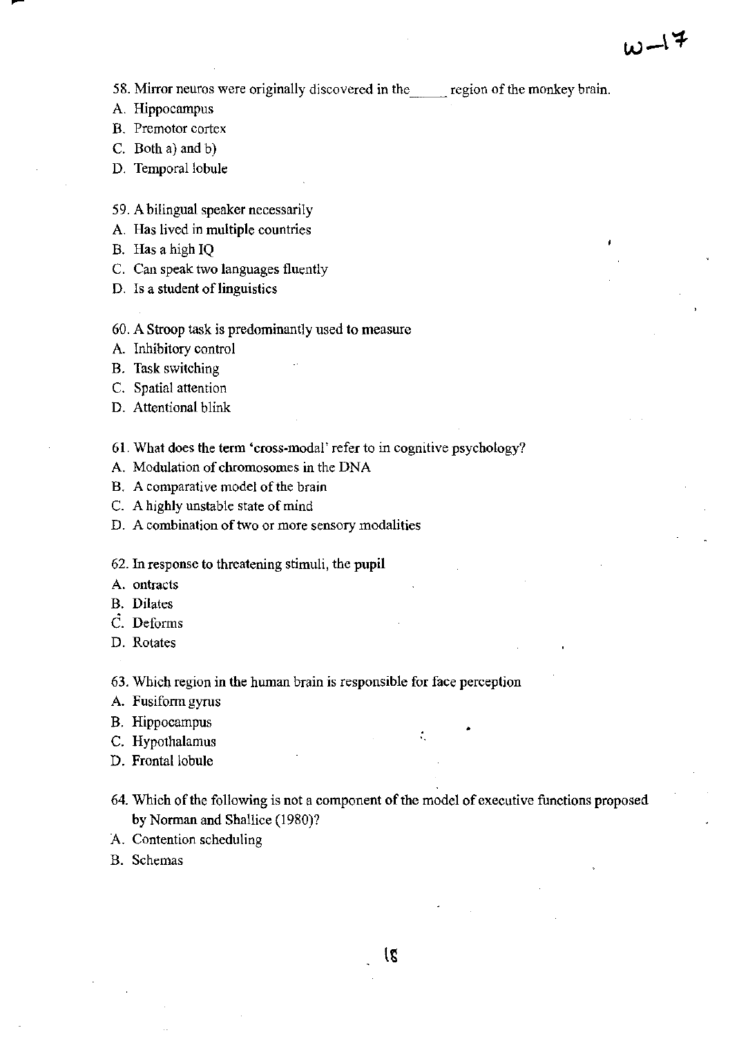58. Mirror neuros were originally discovered in the_____ region of the monkey brain.

A. Hippocampus
B. Premotor cortex
C. Both a) and b)
D. Temporal lobule

59. A bilingual speaker necessarily

A. Has lived in multiple countries
B. Has a high IQ
C. Can speak two languages fluently
D. Is a student of linguistics

60. A Stroop task is predominantly used to measure

A. Inhibitory control
B. Task switching
C. Spatial attention
D. Attentional blink

61. What does the term 'cross-modal' refer to in cognitive psychology?

A. Modulation of chromosomes in the DNA
B. A comparative model of the brain
C. A highly unstable state of mind
D. A combination of two or more sensory modalities

62. In response to threatening stimuli, the pupil

A. ontracts
B. Dilates
C. Deforms
D. Rotates

63. Which region in the human brain is responsible for face perception

A. Fusiform gyrus
B. Hippocampus
C. Hypothalamus
D. Frontal lobule

64. Which of the following is not a component of the model of executive functions proposed by Norman and Shallice (1980)?

A. Contention scheduling
B. Schemas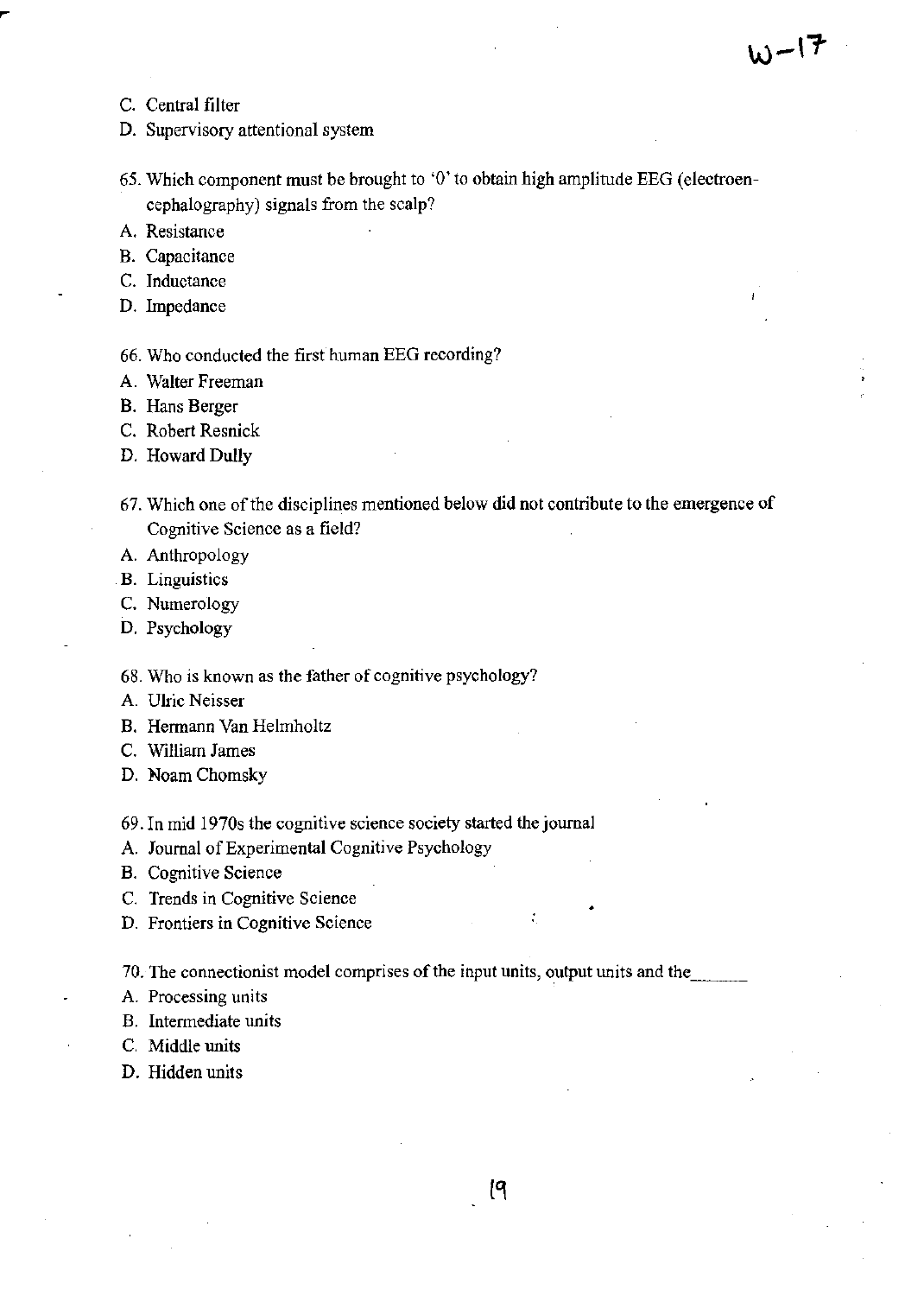C. Central filter

D. Supervisory attentional system

65. Which component must be brought to '0' to obtain high amplitude EEG (electroencephalography) signals from the scalp?

A. Resistance

B. Capacitance

C. Inductance

D. Impedance

66. Who conducted the first human EEG recording?

A. Walter Freeman

B. Hans Berger

C. Robert Resnick

D. Howard Dully

67. Which one of the disciplines mentioned below did not contribute to the emergence of Cognitive Science as a field?

A. Anthropology

B. Linguistics

C. Numerology

D. Psychology

68. Who is known as the father of cognitive psychology?

A. Ulric Neisser

B. Hermann Van Helmholtz

C. William James

D. Noam Chomsky

69. In mid 1970s the cognitive science society started the journal

A. Journal of Experimental Cognitive Psychology

B. Cognitive Science

C. Trends in Cognitive Science

D. Frontiers in Cognitive Science

70. The connectionist model comprises of the input units, output units and the______

A. Processing units

B. Intermediate units

C. Middle units

D. Hidden units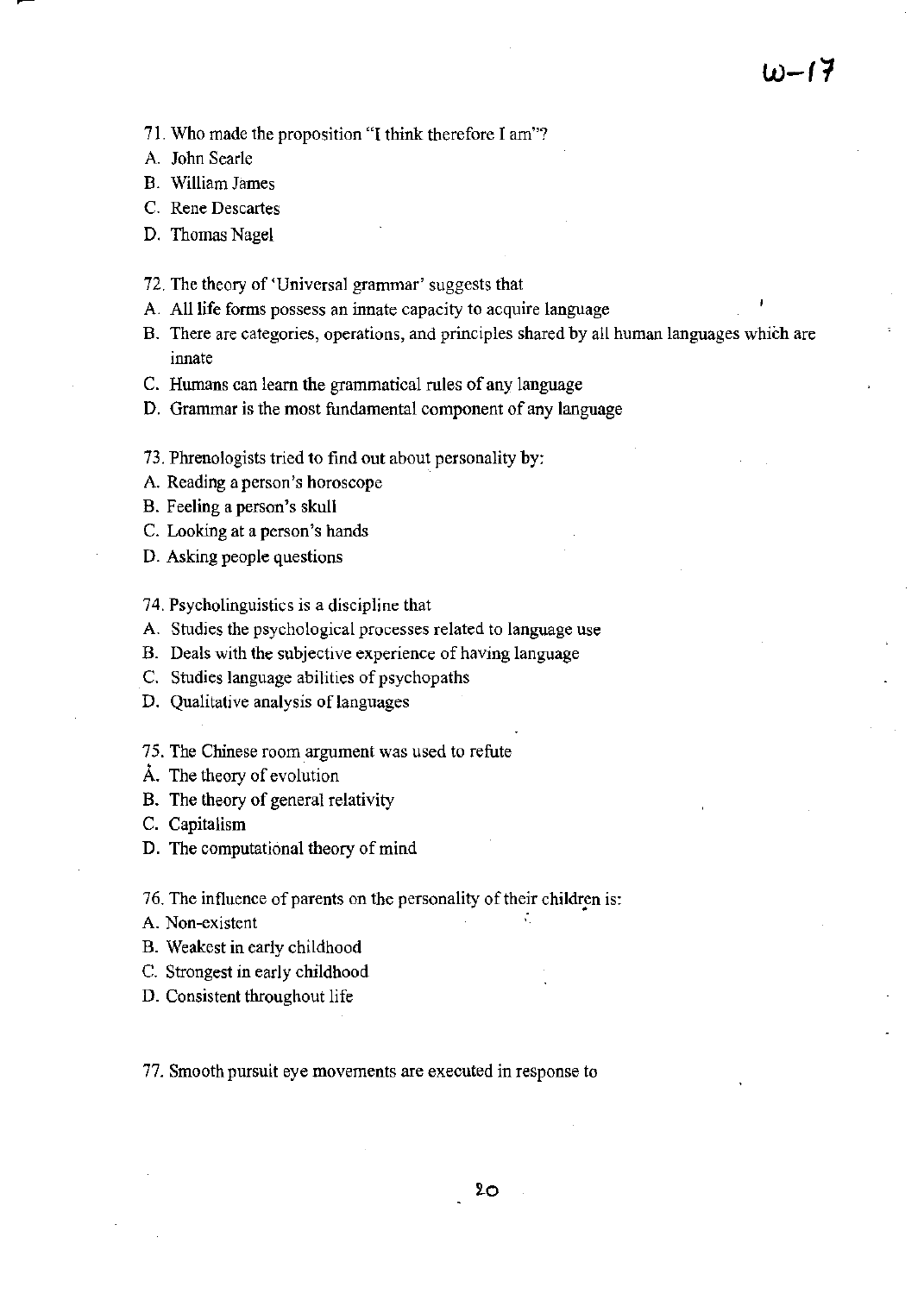W-17

71. Who made the proposition "I think therefore I am"?
A. John Searle
B. William James
C. Rene Descartes
D. Thomas Nagel

72. The theory of 'Universal grammar' suggests that
A. All life forms possess an innate capacity to acquire language
B. There are categories, operations, and principles shared by all human languages which are innate
C. Humans can learn the grammatical rules of any language
D. Grammar is the most fundamental component of any language

73. Phrenologists tried to find out about personality by:
A. Reading a person's horoscope
B. Feeling a person's skull
C. Looking at a person's hands
D. Asking people questions

74. Psycholinguistics is a discipline that
A. Studies the psychological processes related to language use
B. Deals with the subjective experience of having language
C. Studies language abilities of psychopaths
D. Qualitative analysis of languages

75. The Chinese room argument was used to refute
A. The theory of evolution
B. The theory of general relativity
C. Capitalism
D. The computational theory of mind

76. The influence of parents on the personality of their children is:
A. Non-existent
B. Weakest in early childhood
C. Strongest in early childhood
D. Consistent throughout life

77. Smooth pursuit eye movements are executed in response to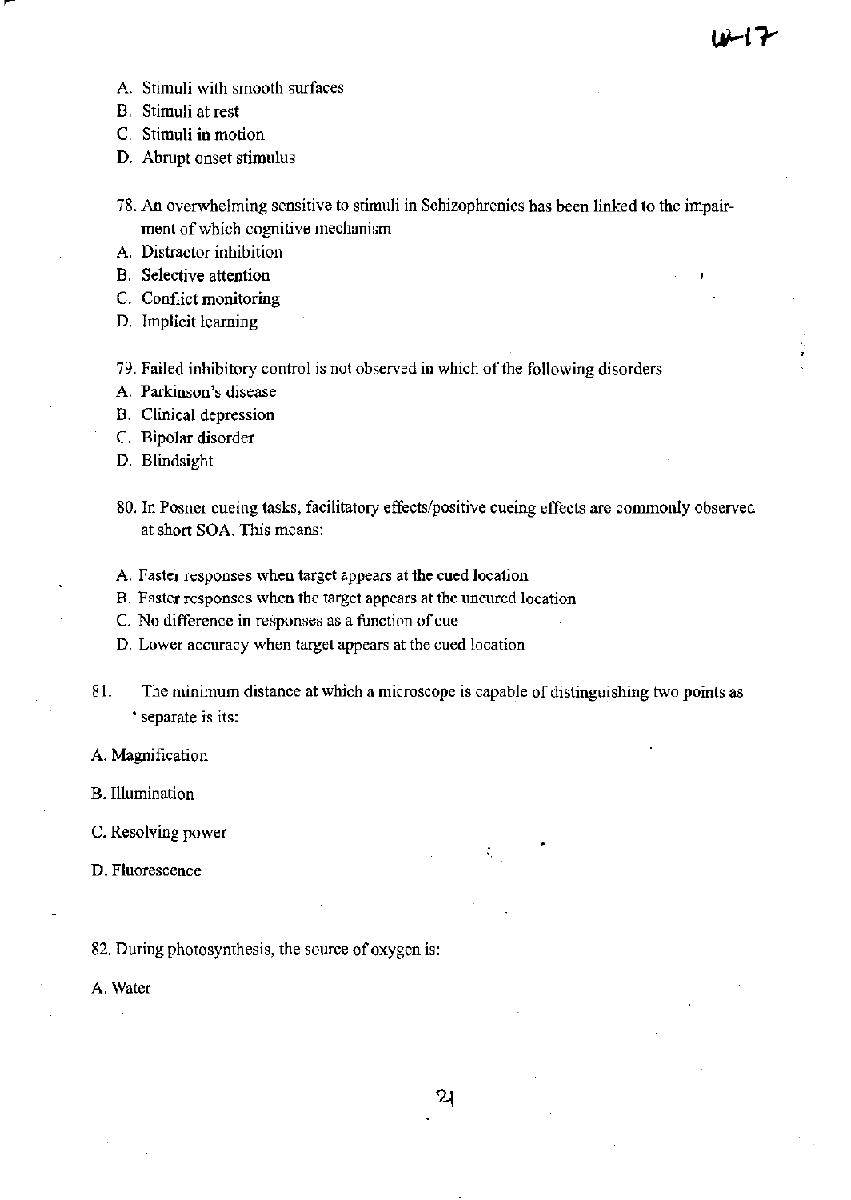A. Stimuli with smooth surfaces
B. Stimuli at rest
C. Stimuli in motion
D. Abrupt onset stimulus

78. An overwhelming sensitive to stimuli in Schizophrenics has been linked to the impairment of which cognitive mechanism
A. Distractor inhibition
B. Selective attention
C. Conflict monitoring
D. Implicit learning

79. Failed inhibitory control is not observed in which of the following disorders
A. Parkinson's disease
B. Clinical depression
C. Bipolar disorder
D. Blindsight

80. In Posner cueing tasks, facilitatory effects/positive cueing effects are commonly observed at short SOA. This means:

A. Faster responses when target appears at the cued location
B. Faster responses when the target appears at the uncured location
C. No difference in responses as a function of cue
D. Lower accuracy when target appears at the cued location

81. The minimum distance at which a microscope is capable of distinguishing two points as separate is its:

A. Magnification

B. Illumination

C. Resolving power

D. Fluorescence

82. During photosynthesis, the source of oxygen is:

A. Water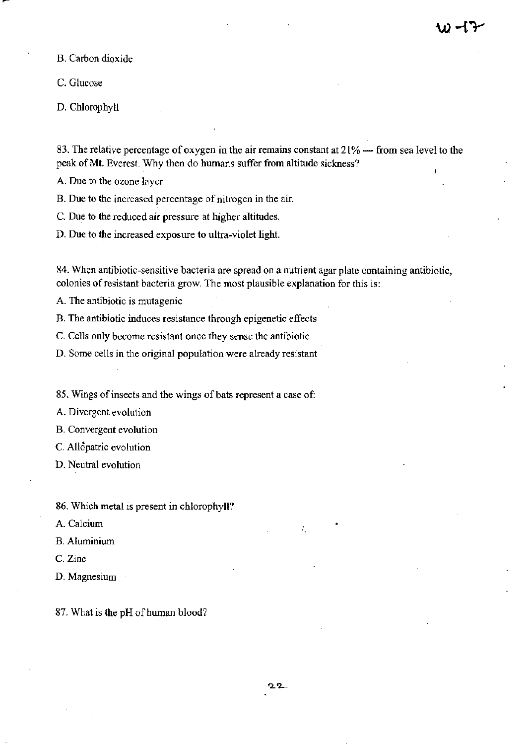B. Carbon dioxide

C. Glucose

D. Chlorophyll

83. The relative percentage of oxygen in the air remains constant at 21% — from sea level to the peak of Mt. Everest. Why then do humans suffer from altitude sickness?

A. Due to the ozone layer.

B. Due to the increased percentage of nitrogen in the air.

C. Due to the reduced air pressure at higher altitudes.

D. Due to the increased exposure to ultra-violet light.

84. When antibiotic-sensitive bacteria are spread on a nutrient agar plate containing antibiotic, colonies of resistant bacteria grow. The most plausible explanation for this is:

A. The antibiotic is mutagenic

B. The antibiotic induces resistance through epigenetic effects

C. Cells only become resistant once they sense the antibiotic

D. Some cells in the original population were already resistant

85. Wings of insects and the wings of bats represent a case of:

A. Divergent evolution

B. Convergent evolution

C. Allopatric evolution

D. Neutral evolution

86. Which metal is present in chlorophyll?

A. Calcium

B. Aluminium

C. Zinc

D. Magnesium

87. What is the pH of human blood?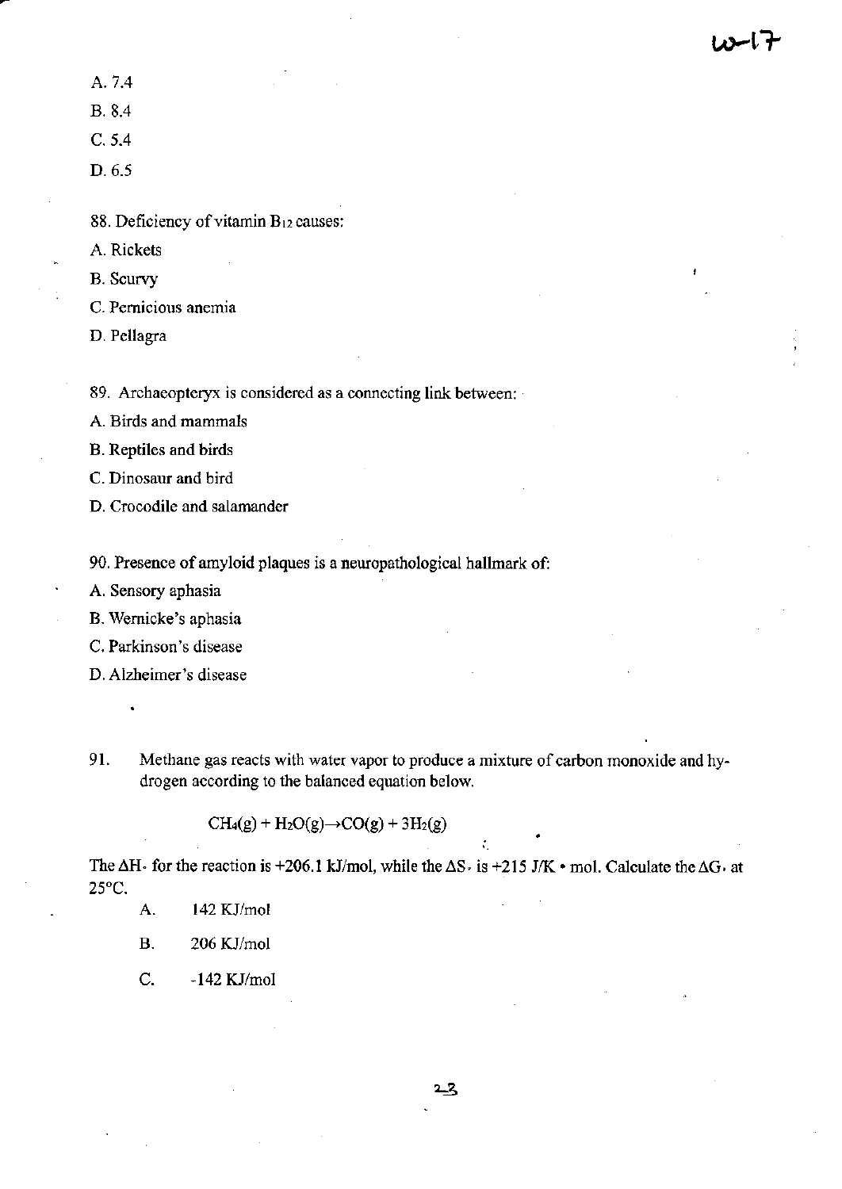A. 7.4

B. 8.4

C. 5.4

D. 6.5

88. Deficiency of vitamin $B_{12}$ causes:

A. Rickets

B. Scurvy

C. Pernicious anemia

D. Pellagra

89. Archaeopteryx is considered as a connecting link between:

A. Birds and mammals

B. Reptiles and birds

C. Dinosaur and bird

D. Crocodile and salamander

90. Presence of amyloid plaques is a neuropathological hallmark of:

A. Sensory aphasia

B. Wernicke's aphasia

C. Parkinson's disease

D. Alzheimer's disease

91. Methane gas reacts with water vapor to produce a mixture of carbon monoxide and hydrogen according to the balanced equation below.

$$CH_4(g) + H_2O(g) \rightarrow CO(g) + 3H_2(g)$$

The $\Delta H^{\circ}$ for the reaction is +206.1 kJ/mol, while the $\Delta S^{\circ}$ is +215 J/K • mol. Calculate the $\Delta G^{\circ}$ at 25°C.

A. 142 KJ/mol

B. 206 KJ/mol

C. -142 KJ/mol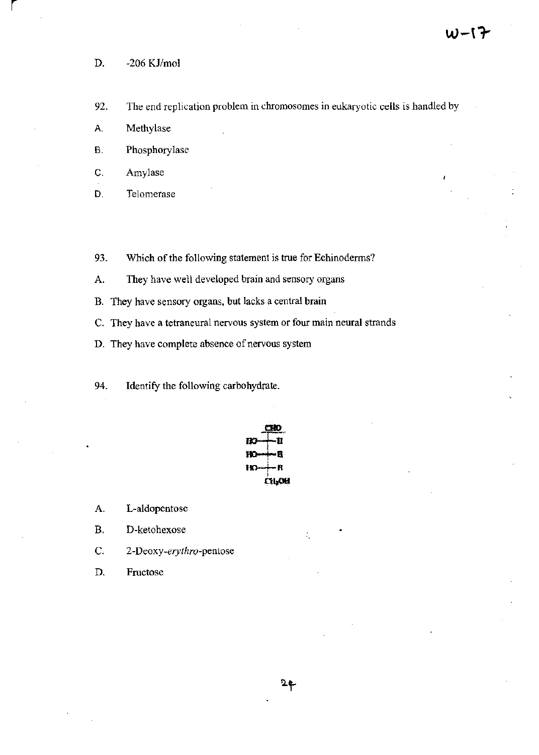D. -206 KJ/mol

92. The end replication problem in chromosomes in eukaryotic cells is handled by

A. Methylase

B. Phosphorylase

C. Amylase

D. Telomerase

93. Which of the following statement is true for Echinoderms?

A. They have well developed brain and sensory organs

B. They have sensory organs, but lacks a central brain

C. They have a tetraneural nervous system or four main neural strands

D. They have complete absence of nervous system

94. Identify the following carbohydrate.

```
      CHO
  HO—|—H
  HO—|—H
  HO—|—H
     CH2OH
```

A. L-aldopentose

B. D-ketohexose

C. 2-Deoxy-*erythro*-pentose

D. Fructose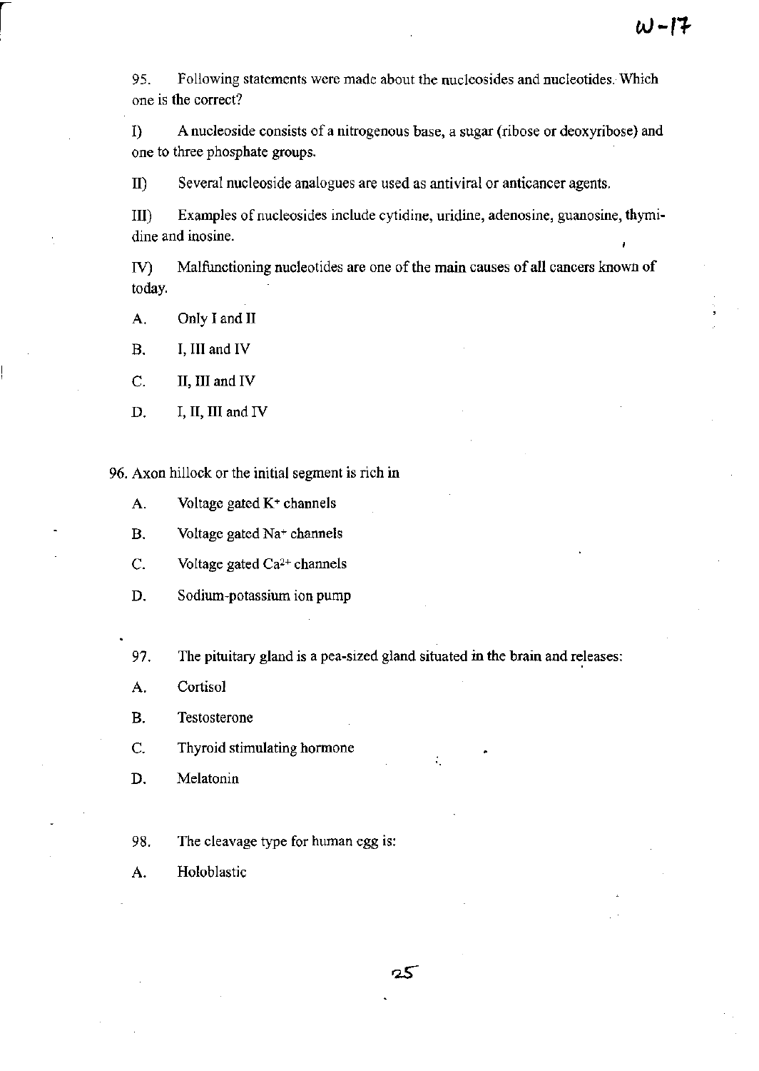95. Following statements were made about the nucleosides and nucleotides. Which one is the correct?

I) A nucleoside consists of a nitrogenous base, a sugar (ribose or deoxyribose) and one to three phosphate groups.

II) Several nucleoside analogues are used as antiviral or anticancer agents.

III) Examples of nucleosides include cytidine, uridine, adenosine, guanosine, thymidine and inosine.

IV) Malfunctioning nucleotides are one of the main causes of all cancers known of today.

A. Only I and II

B. I, III and IV

C. II, III and IV

D. I, II, III and IV

96. Axon hillock or the initial segment is rich in

A. Voltage gated $K^+$ channels

B. Voltage gated $Na^+$ channels

C. Voltage gated $Ca^{2+}$ channels

D. Sodium-potassium ion pump

97. The pituitary gland is a pea-sized gland situated in the brain and releases:

A. Cortisol

B. Testosterone

C. Thyroid stimulating hormone

D. Melatonin

98. The cleavage type for human egg is:

A. Holoblastic